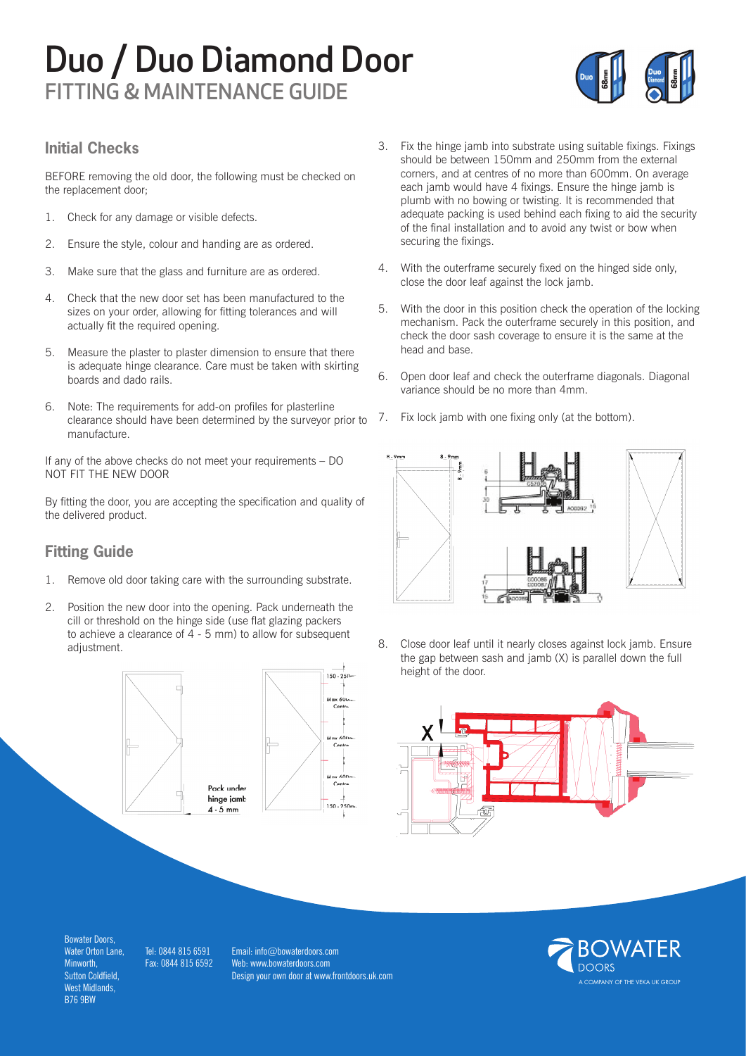# Duo / Duo Diamond Door

## FITTING & MAINTENANCE GUIDE

### Initial Checks

BEFORE removing the old door, the following must be checked on the replacement door;

1. Check for any damage or visible defects.
2. Ensure the style, colour and handing are as ordered.
3. Make sure that the glass and furniture are as ordered.
4. Check that the new door set has been manufactured to the sizes on your order, allowing for fitting tolerances and will actually fit the required opening.
5. Measure the plaster to plaster dimension to ensure that there is adequate hinge clearance. Care must be taken with skirting boards and dado rails.
6. Note: The requirements for add-on profiles for plasterline clearance should have been determined by the surveyor prior to manufacture.

If any of the above checks do not meet your requirements – DO NOT FIT THE NEW DOOR

By fitting the door, you are accepting the specification and quality of the delivered product.

### Fitting Guide

1. Remove old door taking care with the surrounding substrate.
2. Position the new door into the opening. Pack underneath the cill or threshold on the hinge side (use flat glazing packers to achieve a clearance of 4 - 5 mm) to allow for subsequent adjustment.
3. Fix the hinge jamb into substrate using suitable fixings. Fixings should be between 150mm and 250mm from the external corners, and at centres of no more than 600mm. On average each jamb would have 4 fixings. Ensure the hinge jamb is plumb with no bowing or twisting. It is recommended that adequate packing is used behind each fixing to aid the security of the final installation and to avoid any twist or bow when securing the fixings.
4. With the outerframe securely fixed on the hinged side only, close the door leaf against the lock jamb.
5. With the door in this position check the operation of the locking mechanism. Pack the outerframe securely in this position, and check the door sash coverage to ensure it is the same at the head and base.
6. Open door leaf and check the outerframe diagonals. Diagonal variance should be no more than 4mm.
7. Fix lock jamb with one fixing only (at the bottom).
8. Close door leaf until it nearly closes against lock jamb. Ensure the gap between sash and jamb (X) is parallel down the full height of the door.

Bowater Doors, Water Orton Lane, Minworth, Sutton Coldfield, West Midlands, B76 9BW

Tel: 0844 815 6591
Fax: 0844 815 6592

Email: info@bowaterdoors.com
Web: www.bowaterdoors.com
Design your own door at www.frontdoors.uk.com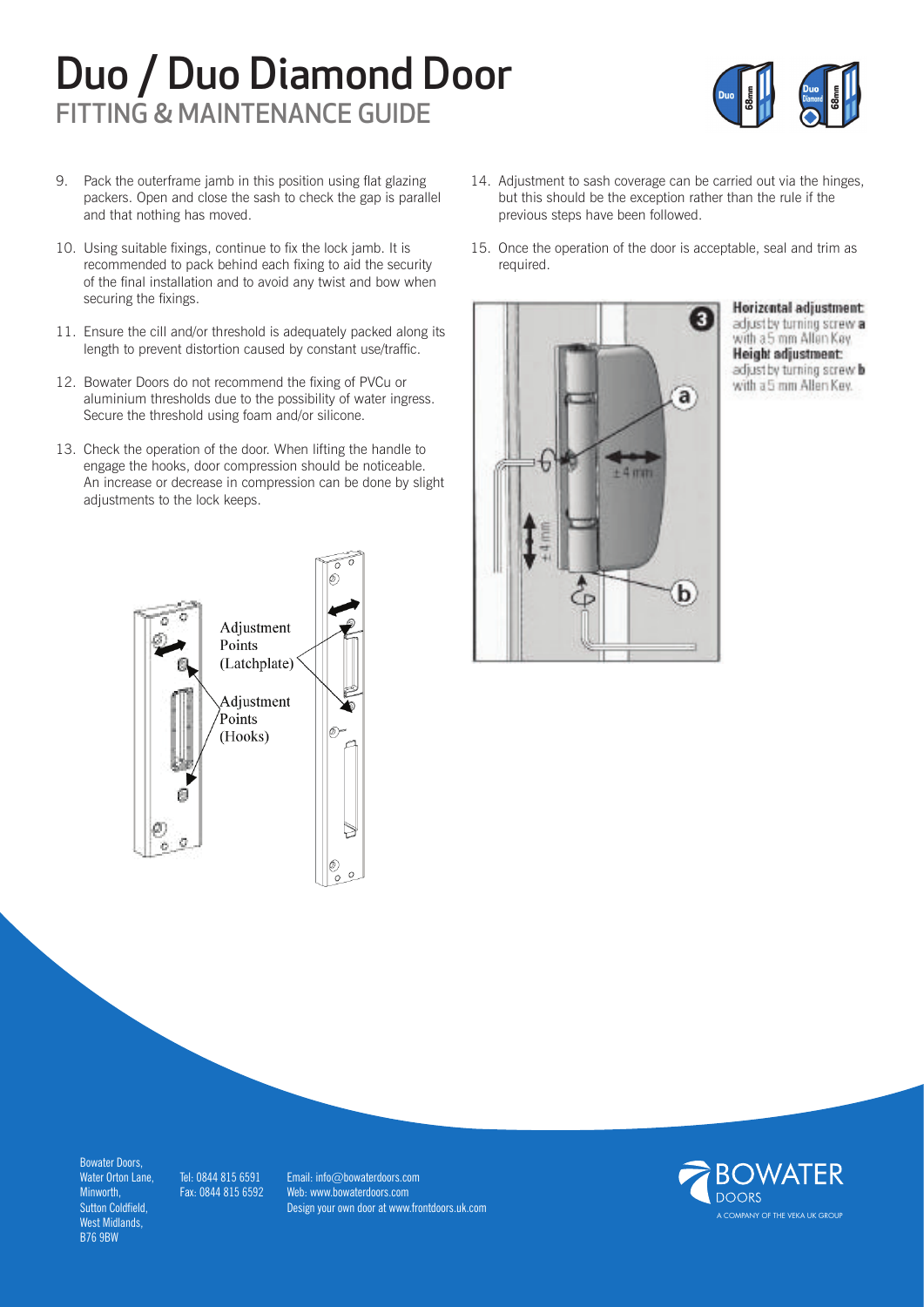# Duo / Duo Diamond Door
## FITTING & MAINTENANCE GUIDE

9. Pack the outerframe jamb in this position using flat glazing packers. Open and close the sash to check the gap is parallel and that nothing has moved.

10. Using suitable fixings, continue to fix the lock jamb. It is recommended to pack behind each fixing to aid the security of the final installation and to avoid any twist and bow when securing the fixings.

11. Ensure the cill and/or threshold is adequately packed along its length to prevent distortion caused by constant use/traffic.

12. Bowater Doors do not recommend the fixing of PVCu or aluminium thresholds due to the possibility of water ingress. Secure the threshold using foam and/or silicone.

13. Check the operation of the door. When lifting the handle to engage the hooks, door compression should be noticeable. An increase or decrease in compression can be done by slight adjustments to the lock keeps.

Adjustment Points (Latchplate)

Adjustment Points (Hooks)

14. Adjustment to sash coverage can be carried out via the hinges, but this should be the exception rather than the rule if the previous steps have been followed.

15. Once the operation of the door is acceptable, seal and trim as required.

**Horizontal adjustment:** adjust by turning screw **a** with a 5 mm Allen Key.
**Height adjustment:** adjust by turning screw **b** with a 5 mm Allen Key.

Bowater Doors,
Water Orton Lane,
Minworth,
Sutton Coldfield,
West Midlands,
B76 9BW

Tel: 0844 815 6591
Fax: 0844 815 6592

Email: info@bowaterdoors.com
Web: www.bowaterdoors.com
Design your own door at www.frontdoors.uk.com

BOWATER DOORS
A COMPANY OF THE VEKA UK GROUP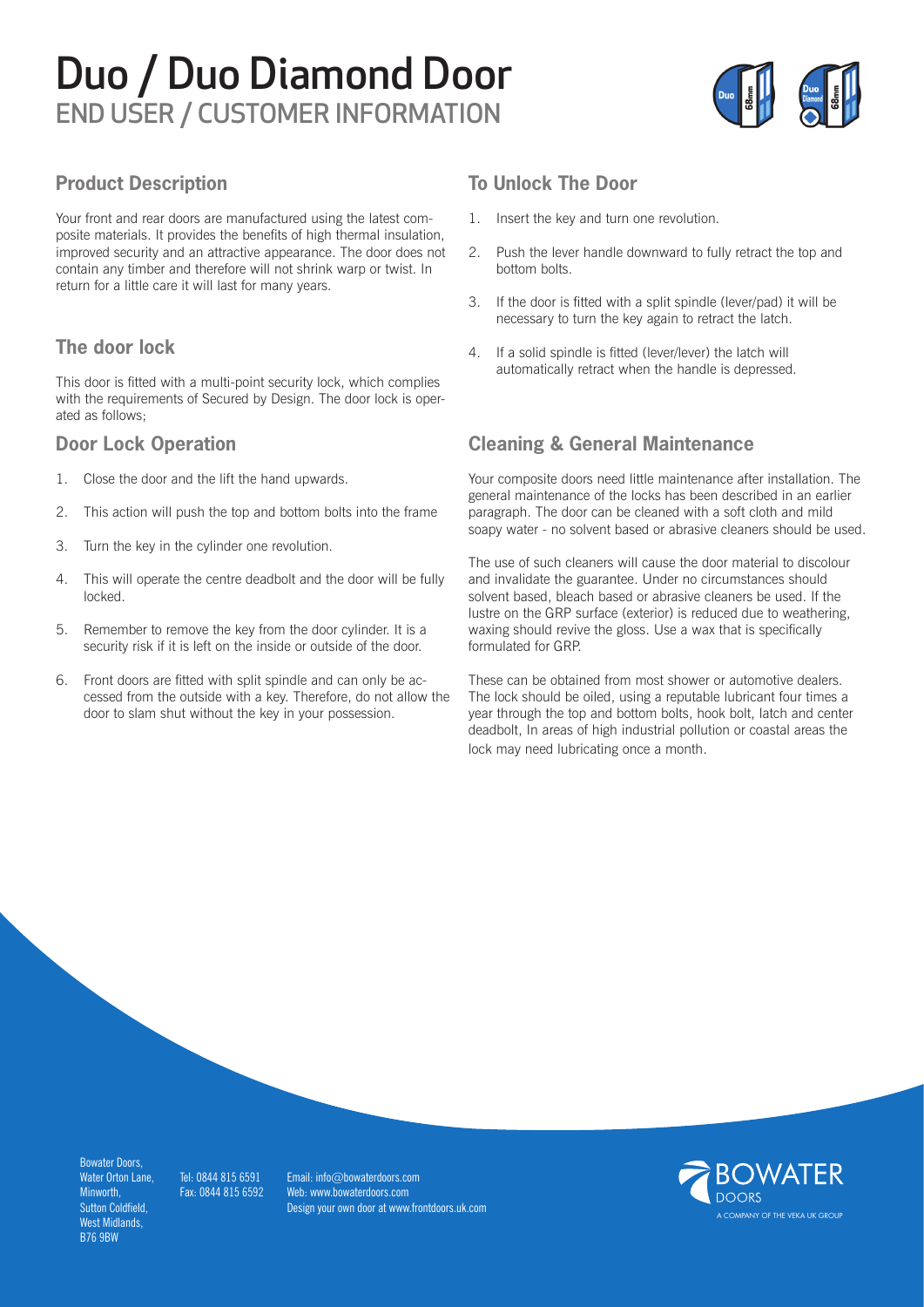# Duo / Duo Diamond Door

## END USER / CUSTOMER INFORMATION

### Product Description

Your front and rear doors are manufactured using the latest composite materials. It provides the benefits of high thermal insulation, improved security and an attractive appearance. The door does not contain any timber and therefore will not shrink warp or twist. In return for a little care it will last for many years.

### The door lock

This door is fitted with a multi-point security lock, which complies with the requirements of Secured by Design. The door lock is operated as follows;

### Door Lock Operation

1. Close the door and the lift the hand upwards.
2. This action will push the top and bottom bolts into the frame
3. Turn the key in the cylinder one revolution.
4. This will operate the centre deadbolt and the door will be fully locked.
5. Remember to remove the key from the door cylinder. It is a security risk if it is left on the inside or outside of the door.
6. Front doors are fitted with split spindle and can only be accessed from the outside with a key. Therefore, do not allow the door to slam shut without the key in your possession.

### To Unlock The Door

1. Insert the key and turn one revolution.
2. Push the lever handle downward to fully retract the top and bottom bolts.
3. If the door is fitted with a split spindle (lever/pad) it will be necessary to turn the key again to retract the latch.
4. If a solid spindle is fitted (lever/lever) the latch will automatically retract when the handle is depressed.

### Cleaning & General Maintenance

Your composite doors need little maintenance after installation. The general maintenance of the locks has been described in an earlier paragraph. The door can be cleaned with a soft cloth and mild soapy water - no solvent based or abrasive cleaners should be used.

The use of such cleaners will cause the door material to discolour and invalidate the guarantee. Under no circumstances should solvent based, bleach based or abrasive cleaners be used. If the lustre on the GRP surface (exterior) is reduced due to weathering, waxing should revive the gloss. Use a wax that is specifically formulated for GRP.

These can be obtained from most shower or automotive dealers. The lock should be oiled, using a reputable lubricant four times a year through the top and bottom bolts, hook bolt, latch and center deadbolt, In areas of high industrial pollution or coastal areas the lock may need lubricating once a month.

Bowater Doors,
Water Orton Lane,
Minworth,
Sutton Coldfield,
West Midlands,
B76 9BW

Tel: 0844 815 6591
Fax: 0844 815 6592

Email: info@bowaterdoors.com
Web: www.bowaterdoors.com
Design your own door at www.frontdoors.uk.com

BOWATER DOORS
A COMPANY OF THE VEKA UK GROUP